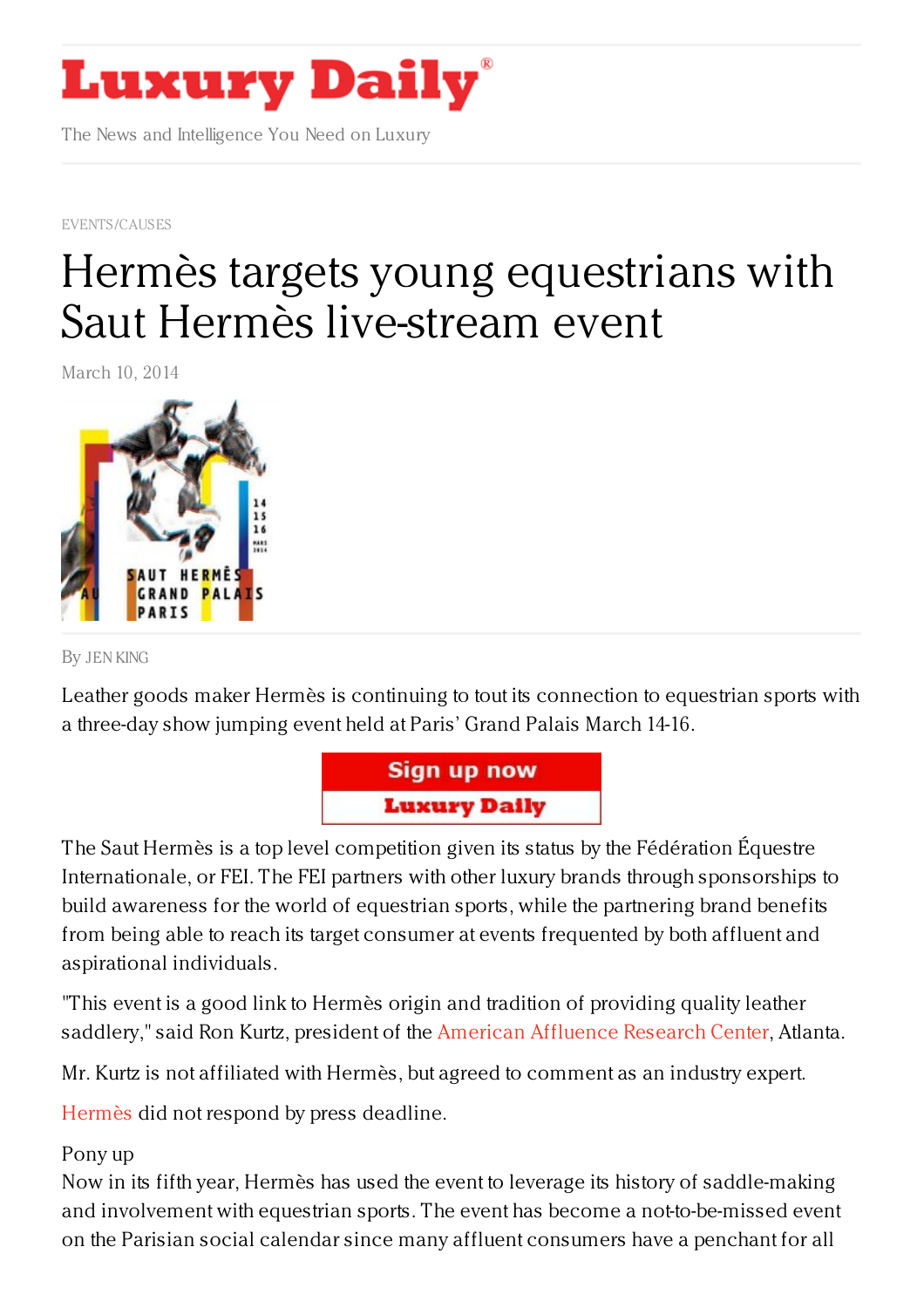# Luxury Daily

The News and Intelligence You Need on Luxury

EVENTS/CAUSES

# Hermès targets young equestrians with Saut Hermès live-stream event

March 10, 2014

By JEN KING

Leather goods maker Hermès is continuing to tout its connection to equestrian sports with a three-day show jumping event held at Paris' Grand Palais March 14-16.

The Saut Hermès is a top level competition given its status by the Fédération Équestre Internationale, or FEI. The FEI partners with other luxury brands through sponsorships to build awareness for the world of equestrian sports, while the partnering brand benefits from being able to reach its target consumer at events frequented by both affluent and aspirational individuals.

"This event is a good link to Hermès origin and tradition of providing quality leather saddlery," said Ron Kurtz, president of the American Affluence Research Center, Atlanta.

Mr. Kurtz is not affiliated with Hermès, but agreed to comment as an industry expert.

Hermès did not respond by press deadline.

Pony up

Now in its fifth year, Hermès has used the event to leverage its history of saddle-making and involvement with equestrian sports. The event has become a not-to-be-missed event on the Parisian social calendar since many affluent consumers have a penchant for all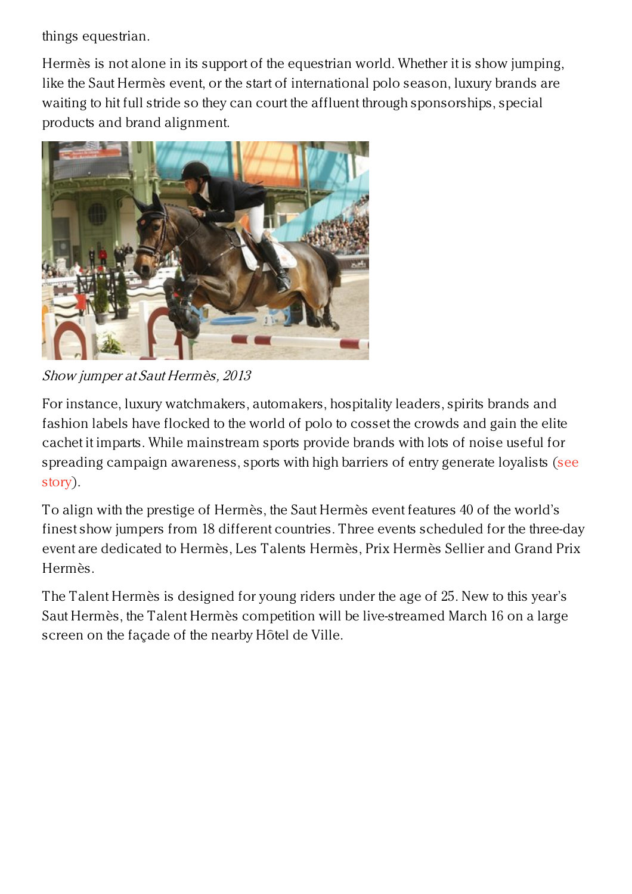things equestrian.

Hermès is not alone in its support of the equestrian world. Whether it is show jumping, like the Saut Hermès event, or the start of international polo season, luxury brands are waiting to hit full stride so they can court the affluent through sponsorships, special products and brand alignment.

*Show jumper at Saut Hermès, 2013*

For instance, luxury watchmakers, automakers, hospitality leaders, spirits brands and fashion labels have flocked to the world of polo to cosset the crowds and gain the elite cachet it imparts. While mainstream sports provide brands with lots of noise useful for spreading campaign awareness, sports with high barriers of entry generate loyalists (see story).

To align with the prestige of Hermès, the Saut Hermès event features 40 of the world's finest show jumpers from 18 different countries. Three events scheduled for the three-day event are dedicated to Hermès, Les Talents Hermès, Prix Hermès Sellier and Grand Prix Hermès.

The Talent Hermès is designed for young riders under the age of 25. New to this year's Saut Hermès, the Talent Hermès competition will be live-streamed March 16 on a large screen on the façade of the nearby Hôtel de Ville.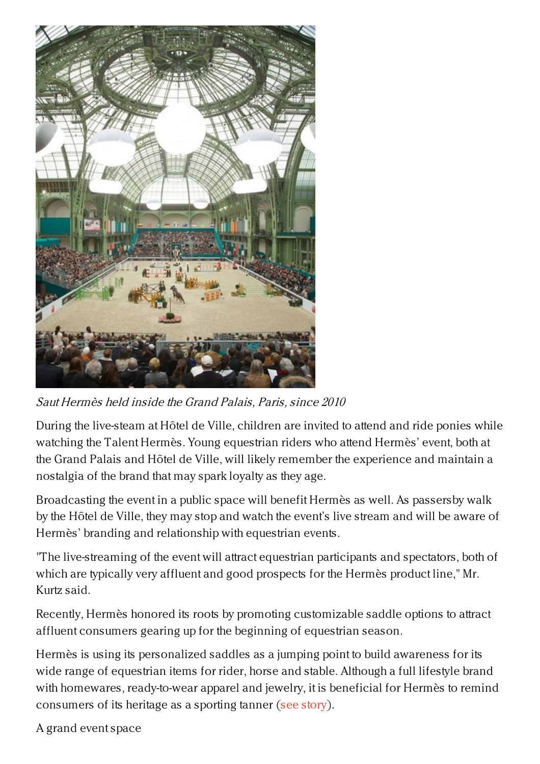*Saut Hermès held inside the Grand Palais, Paris, since 2010*

During the live-steam at Hôtel de Ville, children are invited to attend and ride ponies while watching the Talent Hermès. Young equestrian riders who attend Hermès' event, both at the Grand Palais and Hôtel de Ville, will likely remember the experience and maintain a nostalgia of the brand that may spark loyalty as they age.

Broadcasting the event in a public space will benefit Hermès as well. As passersby walk by the Hôtel de Ville, they may stop and watch the event's live stream and will be aware of Hermès' branding and relationship with equestrian events.

"The live-streaming of the event will attract equestrian participants and spectators, both of which are typically very affluent and good prospects for the Hermès product line," Mr. Kurtz said.

Recently, Hermès honored its roots by promoting customizable saddle options to attract affluent consumers gearing up for the beginning of equestrian season.

Hermès is using its personalized saddles as a jumping point to build awareness for its wide range of equestrian items for rider, horse and stable. Although a full lifestyle brand with homewares, ready-to-wear apparel and jewelry, it is beneficial for Hermès to remind consumers of its heritage as a sporting tanner (see story).

A grand event space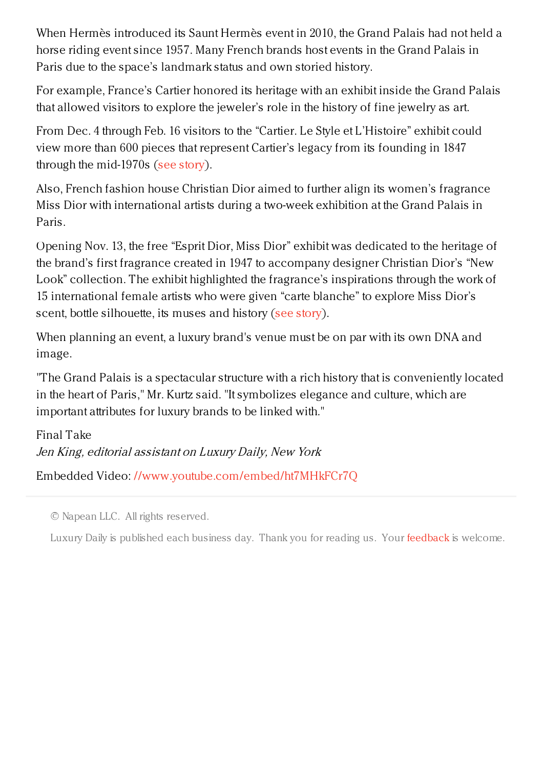When Hermès introduced its Saunt Hermès event in 2010, the Grand Palais had not held a horse riding event since 1957. Many French brands host events in the Grand Palais in Paris due to the space's landmark status and own storied history.

For example, France's Cartier honored its heritage with an exhibit inside the Grand Palais that allowed visitors to explore the jeweler's role in the history of fine jewelry as art.

From Dec. 4 through Feb. 16 visitors to the "Cartier. Le Style et L'Histoire" exhibit could view more than 600 pieces that represent Cartier's legacy from its founding in 1847 through the mid-1970s (see story).

Also, French fashion house Christian Dior aimed to further align its women's fragrance Miss Dior with international artists during a two-week exhibition at the Grand Palais in Paris.

Opening Nov. 13, the free "Esprit Dior, Miss Dior" exhibit was dedicated to the heritage of the brand's first fragrance created in 1947 to accompany designer Christian Dior's "New Look" collection. The exhibit highlighted the fragrance's inspirations through the work of 15 international female artists who were given "carte blanche" to explore Miss Dior's scent, bottle silhouette, its muses and history (see story).

When planning an event, a luxury brand's venue must be on par with its own DNA and image.

"The Grand Palais is a spectacular structure with a rich history that is conveniently located in the heart of Paris," Mr. Kurtz said. "It symbolizes elegance and culture, which are important attributes for luxury brands to be linked with."

Final Take

*Jen King, editorial assistant on Luxury Daily, New York*

Embedded Video: //www.youtube.com/embed/ht7MHkFCr7Q

© Napean LLC. All rights reserved.

Luxury Daily is published each business day. Thank you for reading us. Your feedback is welcome.